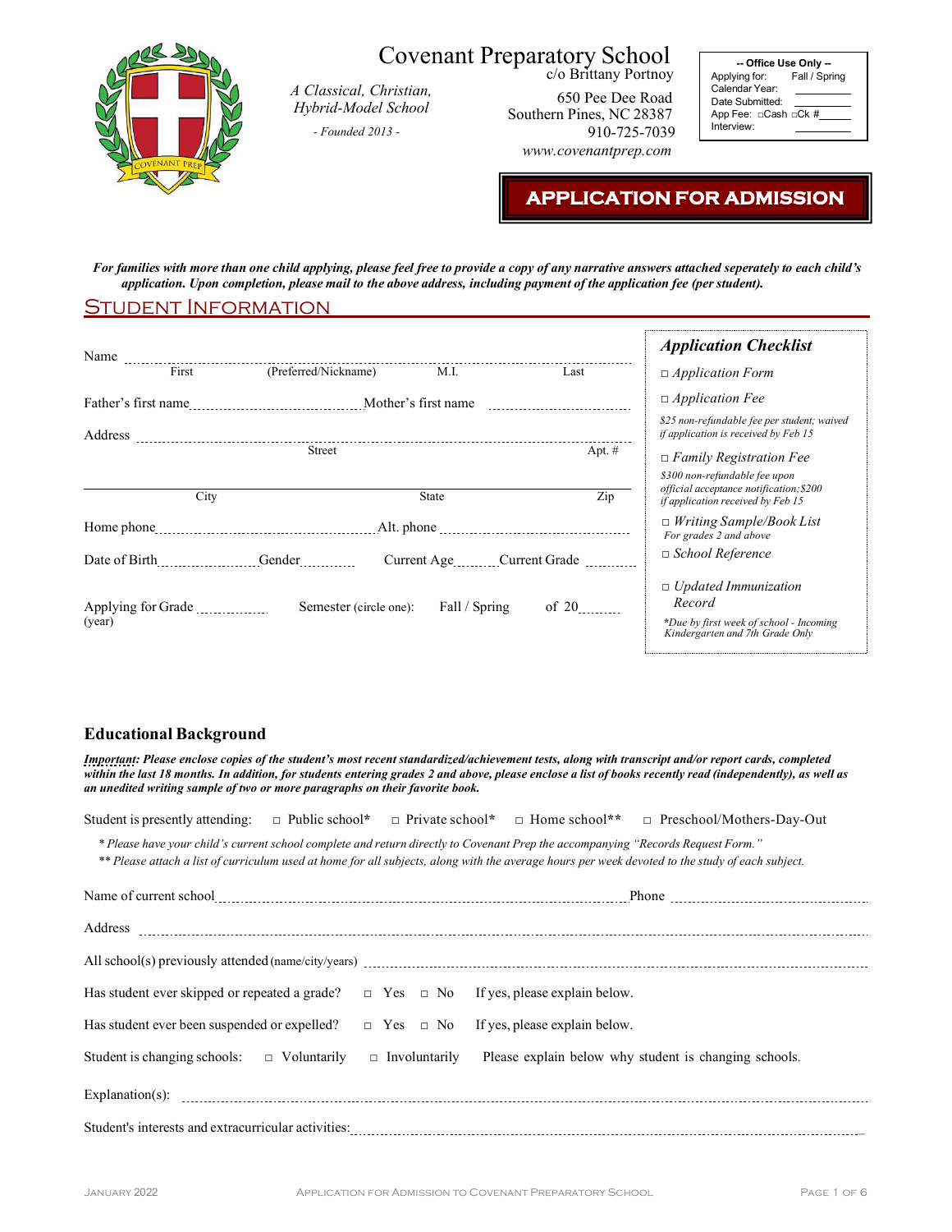# Covenant Preparatory School

*A Classical, Christian, Hybrid-Model School*

*- Founded 2013 -*

c/o Brittany Portnoy
650 Pee Dee Road
Southern Pines, NC 28387
910-725-7039
*www.covenantprep.com*

**-- Office Use Only --**
Applying for: Fall / Spring
Calendar Year: ________
Date Submitted: ________
App Fee: □Cash □Ck # ______
Interview: ________

## APPLICATION FOR ADMISSION

***For families with more than one child applying, please feel free to provide a copy of any narrative answers attached seperately to each child's application. Upon completion, please mail to the above address, including payment of the application fee (per student).***

## Student Information

Name ____________________________________________
First (Preferred/Nickname) M.I. Last

Father's first name ______________ Mother's first name ______________

Address ____________________________________________
Street Apt. #

____________________________________________
City State Zip

Home phone ______________ Alt. phone ______________

Date of Birth ________ Gender ________ Current Age ________ Current Grade ________

Applying for Grade ________ Semester (circle one): Fall / Spring of 20______ (year)

### *Application Checklist*

- □ *Application Form*
- □ *Application Fee*
  *$25 non-refundable fee per student; waived if application is received by Feb 15*
- □ *Family Registration Fee*
  *$300 non-refundable fee upon official acceptance notification; $200 if application received by Feb 15*
- □ *Writing Sample/Book List*
  *For grades 2 and above*
- □ *School Reference*
- □ *Updated Immunization Record*
  *\*Due by first week of school - Incoming Kindergarten and 7th Grade Only*

### Educational Background

***Important: Please enclose copies of the student's most recent standardized/achievement tests, along with transcript and/or report cards, completed within the last 18 months. In addition, for students entering grades 2 and above, please enclose a list of books recently read (independently), as well as an unedited writing sample of two or more paragraphs on their favorite book.***

Student is presently attending: □ Public school* □ Private school* □ Home school** □ Preschool/Mothers-Day-Out

*\* Please have your child's current school complete and return directly to Covenant Prep the accompanying "Records Request Form."*
*\*\* Please attach a list of curriculum used at home for all subjects, along with the average hours per week devoted to the study of each subject.*

Name of current school ____________________________ Phone ______________

Address ____________________________________________

All school(s) previously attended (name/city/years) ____________________________

Has student ever skipped or repeated a grade? □ Yes □ No If yes, please explain below.

Has student ever been suspended or expelled? □ Yes □ No If yes, please explain below.

Student is changing schools: □ Voluntarily □ Involuntarily Please explain below why student is changing schools.

Explanation(s): ____________________________________________

Student's interests and extracurricular activities: ____________________________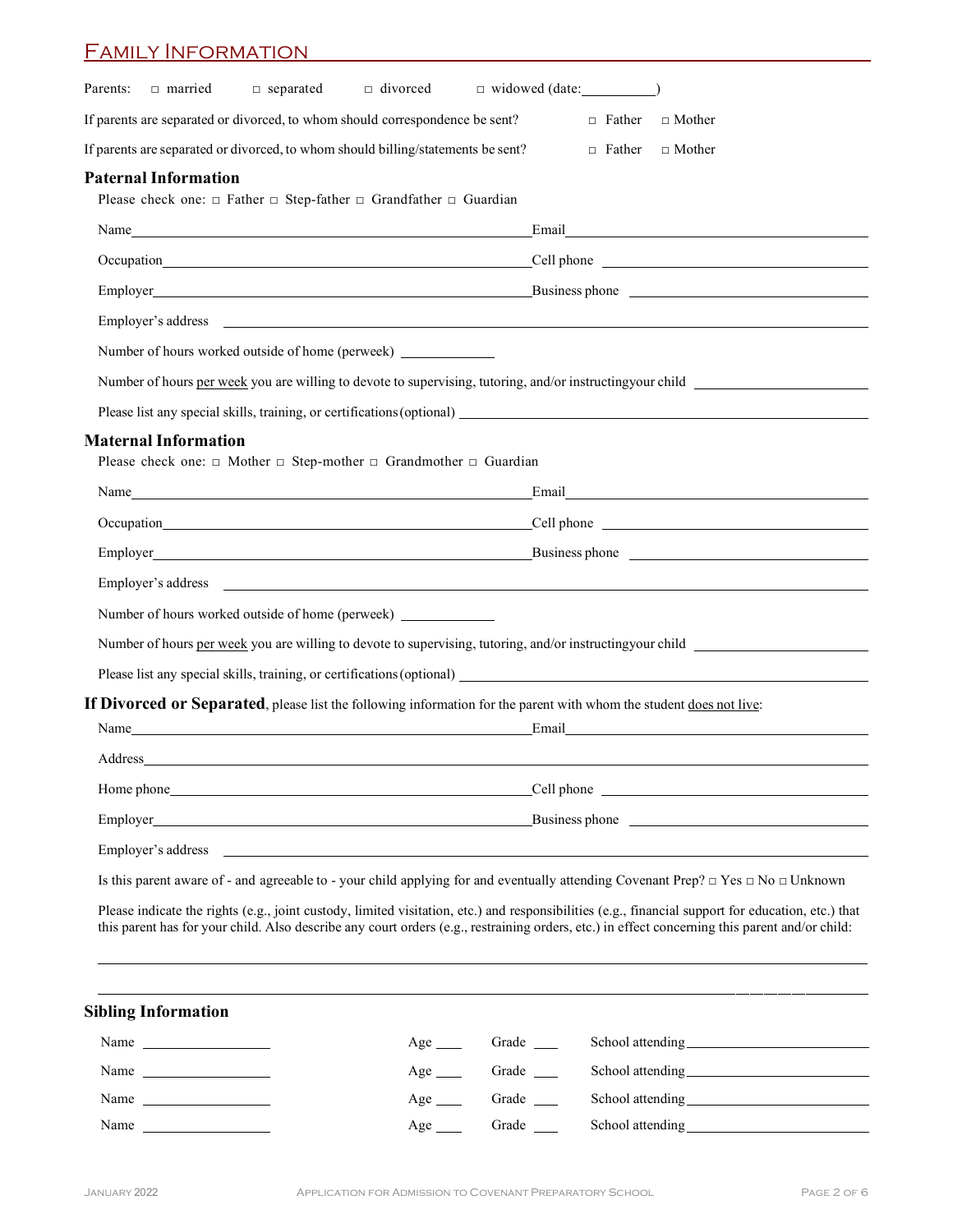## Family Information

Parents: □ married □ separated □ divorced □ widowed (date:__________)

If parents are separated or divorced, to whom should correspondence be sent? □ Father □ Mother

If parents are separated or divorced, to whom should billing/statements be sent? □ Father □ Mother

### Paternal Information

Please check one: □ Father □ Step-father □ Grandfather □ Guardian

Name__________________________ Email__________________________

Occupation__________________________ Cell phone __________________________

Employer__________________________ Business phone __________________________

Employer's address __________________________

Number of hours worked outside of home (perweek) ____________

Number of hours per week you are willing to devote to supervising, tutoring, and/or instructingyour child ____________

Please list any special skills, training, or certifications (optional) __________________________

### Maternal Information

Please check one: □ Mother □ Step-mother □ Grandmother □ Guardian

Name__________________________ Email__________________________

Occupation__________________________ Cell phone __________________________

Employer__________________________ Business phone __________________________

Employer's address __________________________

Number of hours worked outside of home (perweek) ____________

Number of hours per week you are willing to devote to supervising, tutoring, and/or instructingyour child ____________

Please list any special skills, training, or certifications (optional) __________________________

**If Divorced or Separated**, please list the following information for the parent with whom the student does not live:

Name__________________________ Email__________________________

Address__________________________

Home phone__________________________ Cell phone __________________________

Employer__________________________ Business phone __________________________

Employer's address __________________________

Is this parent aware of - and agreeable to - your child applying for and eventually attending Covenant Prep? □ Yes □ No □ Unknown

Please indicate the rights (e.g., joint custody, limited visitation, etc.) and responsibilities (e.g., financial support for education, etc.) that this parent has for your child. Also describe any court orders (e.g., restraining orders, etc.) in effect concerning this parent and/or child:

__________________________

__________________________

### Sibling Information

Name ____________ Age ____ Grade ____ School attending ____________

Name ____________ Age ____ Grade ____ School attending ____________

Name ____________ Age ____ Grade ____ School attending ____________

Name ____________ Age ____ Grade ____ School attending ____________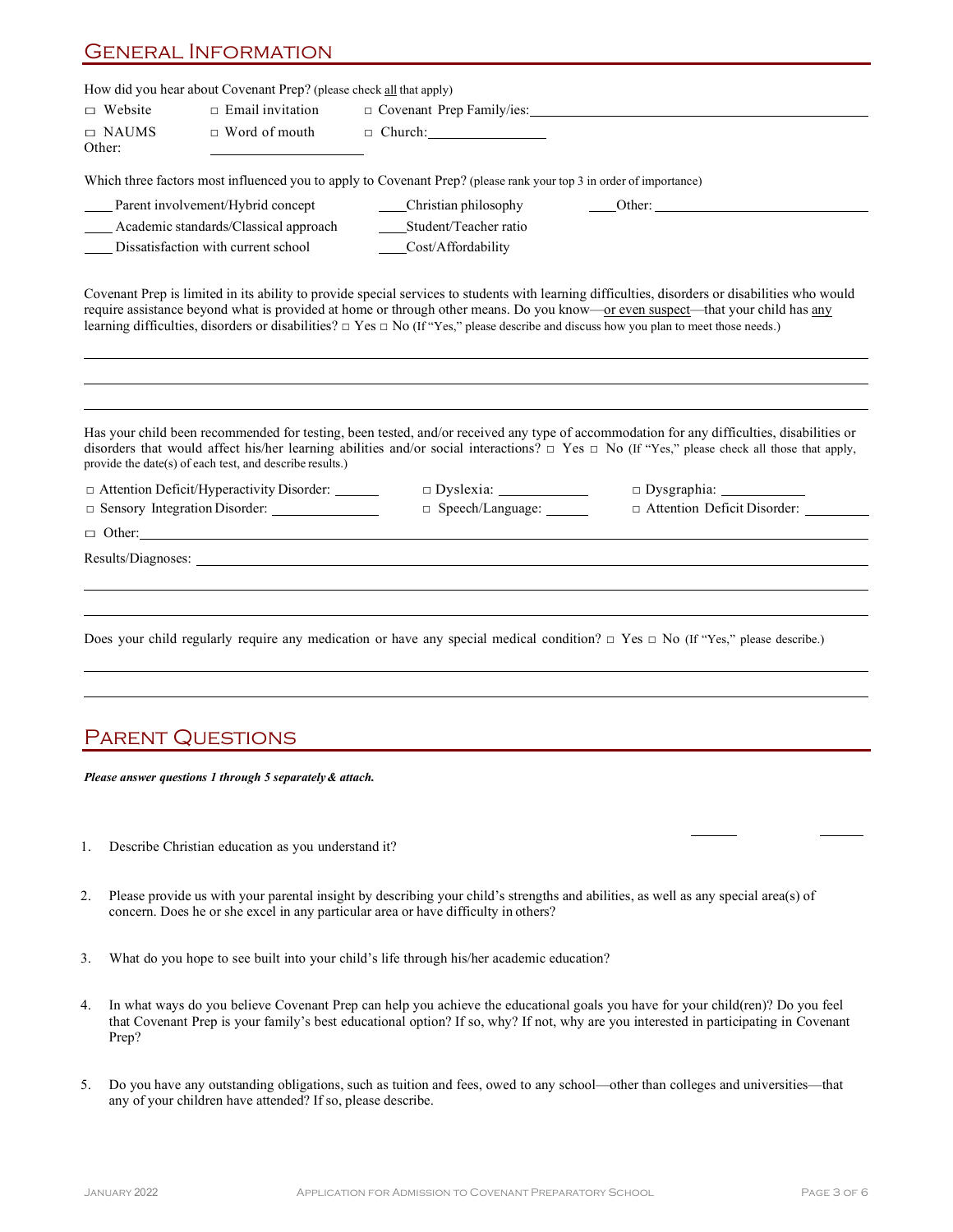## General Information

How did you hear about Covenant Prep? (please check all that apply)

□ Website □ Email invitation □ Covenant Prep Family/ies: ______________________________

□ NAUMS □ Word of mouth □ Church: ________________

Other: ________________

Which three factors most influenced you to apply to Covenant Prep? (please rank your top 3 in order of importance)

____ Parent involvement/Hybrid concept ____ Christian philosophy ____ Other: ______________________________

____ Academic standards/Classical approach ____ Student/Teacher ratio

____ Dissatisfaction with current school ____ Cost/Affordability

Covenant Prep is limited in its ability to provide special services to students with learning difficulties, disorders or disabilities who would require assistance beyond what is provided at home or through other means. Do you know—or even suspect—that your child has any learning difficulties, disorders or disabilities? □ Yes □ No (If "Yes," please describe and discuss how you plan to meet those needs.)

______________________________________________________________________________

______________________________________________________________________________

______________________________________________________________________________

Has your child been recommended for testing, been tested, and/or received any type of accommodation for any difficulties, disabilities or disorders that would affect his/her learning abilities and/or social interactions? □ Yes □ No (If "Yes," please check all those that apply, provide the date(s) of each test, and describe results.)

□ Attention Deficit/Hyperactivity Disorder: ______ □ Dyslexia: ____________ □ Dysgraphia: ____________

□ Sensory Integration Disorder: ______________ □ Speech/Language: ______ □ Attention Deficit Disorder: _________

□ Other: ______________________________________________________________________________

Results/Diagnoses: ______________________________________________________________________________

______________________________________________________________________________

______________________________________________________________________________

Does your child regularly require any medication or have any special medical condition? □ Yes □ No (If "Yes," please describe.)

______________________________________________________________________________

______________________________________________________________________________

## Parent Questions

***Please answer questions 1 through 5 separately & attach.***

1. Describe Christian education as you understand it?

2. Please provide us with your parental insight by describing your child's strengths and abilities, as well as any special area(s) of concern. Does he or she excel in any particular area or have difficulty in others?

3. What do you hope to see built into your child's life through his/her academic education?

4. In what ways do you believe Covenant Prep can help you achieve the educational goals you have for your child(ren)? Do you feel that Covenant Prep is your family's best educational option? If so, why? If not, why are you interested in participating in Covenant Prep?

5. Do you have any outstanding obligations, such as tuition and fees, owed to any school—other than colleges and universities—that any of your children have attended? If so, please describe.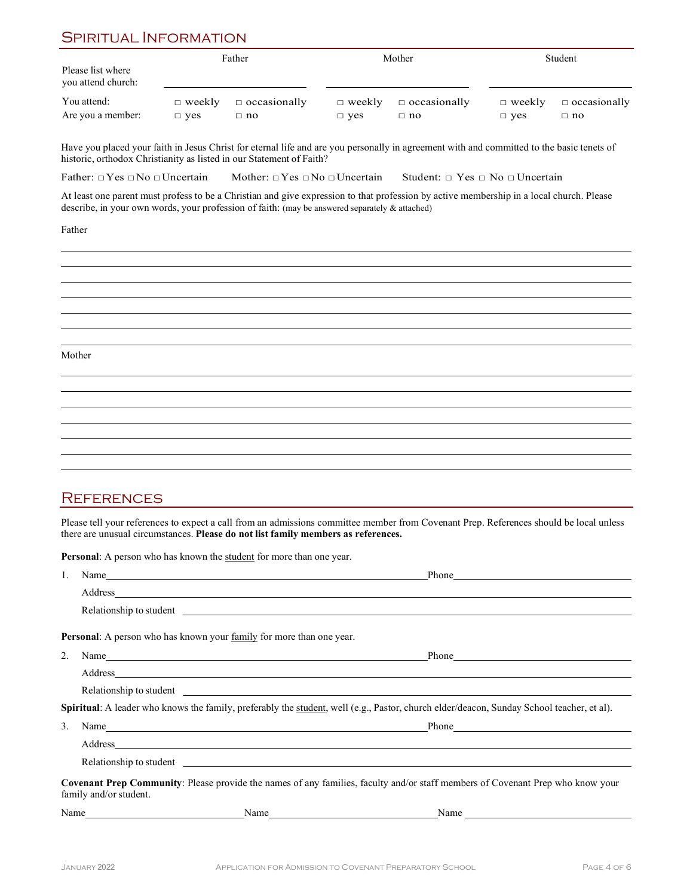## Spiritual Information

| | Father | | Mother | | Student | |
|---|---|---|---|---|---|---|
| Please list where you attend church: | ______________ | | ______________ | | ______________ | |
| You attend: | □ weekly | □ occasionally | □ weekly | □ occasionally | □ weekly | □ occasionally |
| Are you a member: | □ yes | □ no | □ yes | □ no | □ yes | □ no |

Have you placed your faith in Jesus Christ for eternal life and are you personally in agreement with and committed to the basic tenets of historic, orthodox Christianity as listed in our Statement of Faith?

Father: □ Yes □ No □ Uncertain   Mother: □ Yes □ No □ Uncertain   Student: □ Yes □ No □ Uncertain

At least one parent must profess to be a Christian and give expression to that profession by active membership in a local church. Please describe, in your own words, your profession of faith: (may be answered separately & attached)

Father

______________________________________________________________________________

______________________________________________________________________________

______________________________________________________________________________

______________________________________________________________________________

______________________________________________________________________________

______________________________________________________________________________

______________________________________________________________________________

Mother

______________________________________________________________________________

______________________________________________________________________________

______________________________________________________________________________

______________________________________________________________________________

______________________________________________________________________________

______________________________________________________________________________

______________________________________________________________________________

## References

Please tell your references to expect a call from an admissions committee member from Covenant Prep. References should be local unless there are unusual circumstances. **Please do not list family members as references.**

**Personal**: A person who has known the student for more than one year.

1. Name______________________________ Phone______________________

   Address______________________________________________________

   Relationship to student ______________________________________________

**Personal**: A person who has known your family for more than one year.

2. Name______________________________ Phone______________________

   Address______________________________________________________

   Relationship to student ______________________________________________

**Spiritual**: A leader who knows the family, preferably the student, well (e.g., Pastor, church elder/deacon, Sunday School teacher, et al).

3. Name______________________________ Phone______________________

   Address______________________________________________________

   Relationship to student ______________________________________________

**Covenant Prep Community**: Please provide the names of any families, faculty and/or staff members of Covenant Prep who know your family and/or student.

Name____________________ Name____________________ Name____________________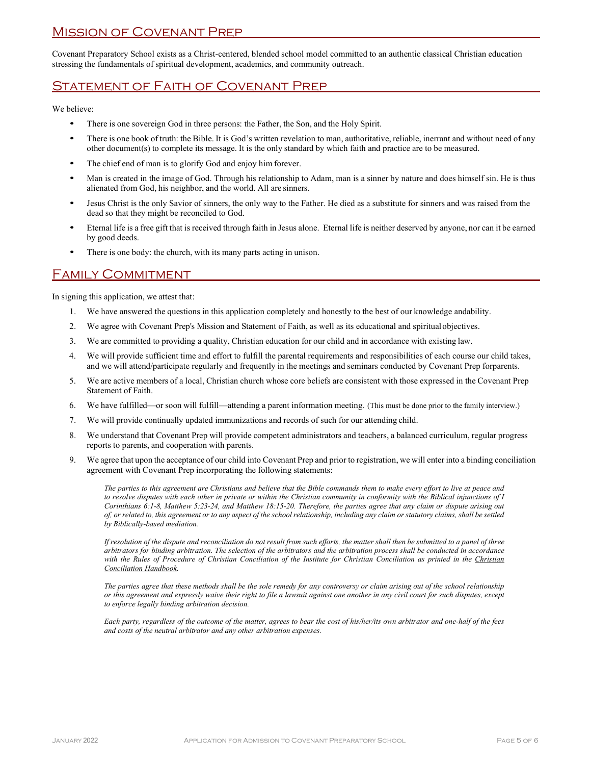## Mission of Covenant Prep

Covenant Preparatory School exists as a Christ-centered, blended school model committed to an authentic classical Christian education stressing the fundamentals of spiritual development, academics, and community outreach.

## Statement of Faith of Covenant Prep

We believe:

- There is one sovereign God in three persons: the Father, the Son, and the Holy Spirit.
- There is one book of truth: the Bible. It is God's written revelation to man, authoritative, reliable, inerrant and without need of any other document(s) to complete its message. It is the only standard by which faith and practice are to be measured.
- The chief end of man is to glorify God and enjoy him forever.
- Man is created in the image of God. Through his relationship to Adam, man is a sinner by nature and does himself sin. He is thus alienated from God, his neighbor, and the world. All are sinners.
- Jesus Christ is the only Savior of sinners, the only way to the Father. He died as a substitute for sinners and was raised from the dead so that they might be reconciled to God.
- Eternal life is a free gift that is received through faith in Jesus alone. Eternal life is neither deserved by anyone, nor can it be earned by good deeds.
- There is one body: the church, with its many parts acting in unison.

## Family Commitment

In signing this application, we attest that:

1. We have answered the questions in this application completely and honestly to the best of our knowledge andability.
2. We agree with Covenant Prep's Mission and Statement of Faith, as well as its educational and spiritual objectives.
3. We are committed to providing a quality, Christian education for our child and in accordance with existing law.
4. We will provide sufficient time and effort to fulfill the parental requirements and responsibilities of each course our child takes, and we will attend/participate regularly and frequently in the meetings and seminars conducted by Covenant Prep forparents.
5. We are active members of a local, Christian church whose core beliefs are consistent with those expressed in the Covenant Prep Statement of Faith.
6. We have fulfilled—or soon will fulfill—attending a parent information meeting. (This must be done prior to the family interview.)
7. We will provide continually updated immunizations and records of such for our attending child.
8. We understand that Covenant Prep will provide competent administrators and teachers, a balanced curriculum, regular progress reports to parents, and cooperation with parents.
9. We agree that upon the acceptance of our child into Covenant Prep and prior to registration, we will enter into a binding conciliation agreement with Covenant Prep incorporating the following statements:

   *The parties to this agreement are Christians and believe that the Bible commands them to make every effort to live at peace and to resolve disputes with each other in private or within the Christian community in conformity with the Biblical injunctions of I Corinthians 6:1-8, Matthew 5:23-24, and Matthew 18:15-20. Therefore, the parties agree that any claim or dispute arising out of, or related to, this agreement or to any aspect of the school relationship, including any claim or statutory claims, shall be settled by Biblically-based mediation.*

   *If resolution of the dispute and reconciliation do not result from such efforts, the matter shall then be submitted to a panel of three arbitrators for binding arbitration. The selection of the arbitrators and the arbitration process shall be conducted in accordance with the Rules of Procedure of Christian Conciliation of the Institute for Christian Conciliation as printed in the Christian Conciliation Handbook.*

   *The parties agree that these methods shall be the sole remedy for any controversy or claim arising out of the school relationship or this agreement and expressly waive their right to file a lawsuit against one another in any civil court for such disputes, except to enforce legally binding arbitration decision.*

   *Each party, regardless of the outcome of the matter, agrees to bear the cost of his/her/its own arbitrator and one-half of the fees and costs of the neutral arbitrator and any other arbitration expenses.*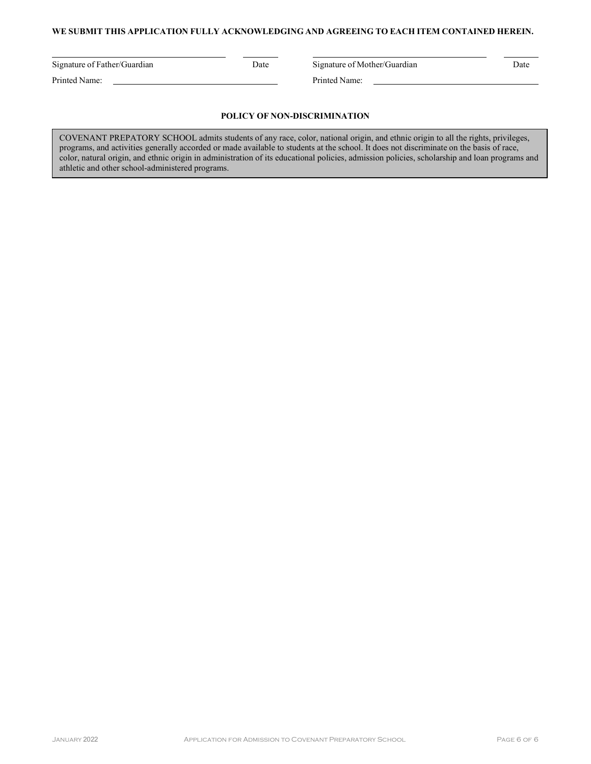**WE SUBMIT THIS APPLICATION FULLY ACKNOWLEDGING AND AGREEING TO EACH ITEM CONTAINED HEREIN.**

| Signature of Father/Guardian | Date | Signature of Mother/Guardian | Date |
|---|---|---|---|
| Printed Name: | | Printed Name: | |

**POLICY OF NON-DISCRIMINATION**

COVENANT PREPATORY SCHOOL admits students of any race, color, national origin, and ethnic origin to all the rights, privileges, programs, and activities generally accorded or made available to students at the school. It does not discriminate on the basis of race, color, natural origin, and ethnic origin in administration of its educational policies, admission policies, scholarship and loan programs and athletic and other school-administered programs.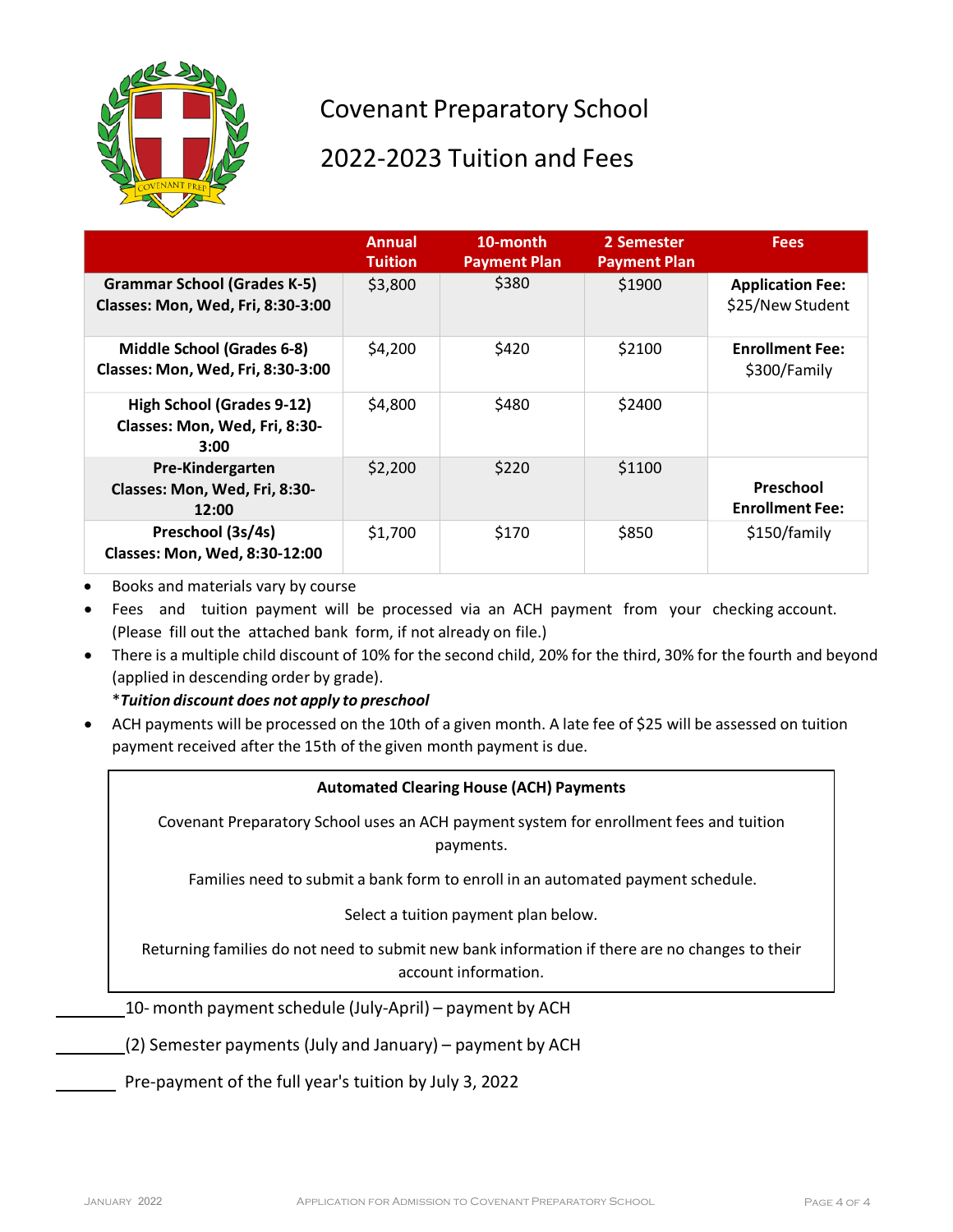# Covenant Preparatory School

## 2022-2023 Tuition and Fees

| | Annual Tuition | 10-month Payment Plan | 2 Semester Payment Plan | Fees |
|---|---|---|---|---|
| **Grammar School (Grades K-5)** **Classes: Mon, Wed, Fri, 8:30-3:00** | $3,800 | $380 | $1900 | **Application Fee:** $25/New Student |
| **Middle School (Grades 6-8)** **Classes: Mon, Wed, Fri, 8:30-3:00** | $4,200 | $420 | $2100 | **Enrollment Fee:** $300/Family |
| **High School (Grades 9-12)** **Classes: Mon, Wed, Fri, 8:30-3:00** | $4,800 | $480 | $2400 | |
| **Pre-Kindergarten** **Classes: Mon, Wed, Fri, 8:30-12:00** | $2,200 | $220 | $1100 | **Preschool Enrollment Fee:** |
| **Preschool (3s/4s)** **Classes: Mon, Wed, 8:30-12:00** | $1,700 | $170 | $850 | $150/family |

- Books and materials vary by course
- Fees and tuition payment will be processed via an ACH payment from your checking account. (Please fill out the attached bank form, if not already on file.)
- There is a multiple child discount of 10% for the second child, 20% for the third, 30% for the fourth and beyond (applied in descending order by grade).
  **\****_Tuition discount does not apply to preschool_**
- ACH payments will be processed on the 10th of a given month. A late fee of $25 will be assessed on tuition payment received after the 15th of the given month payment is due.

**Automated Clearing House (ACH) Payments**

Covenant Preparatory School uses an ACH payment system for enrollment fees and tuition payments.

Families need to submit a bank form to enroll in an automated payment schedule.

Select a tuition payment plan below.

Returning families do not need to submit new bank information if there are no changes to their account information.

________ 10- month payment schedule (July-April) – payment by ACH

________ (2) Semester payments (July and January) – payment by ACH

_______ Pre-payment of the full year's tuition by July 3, 2022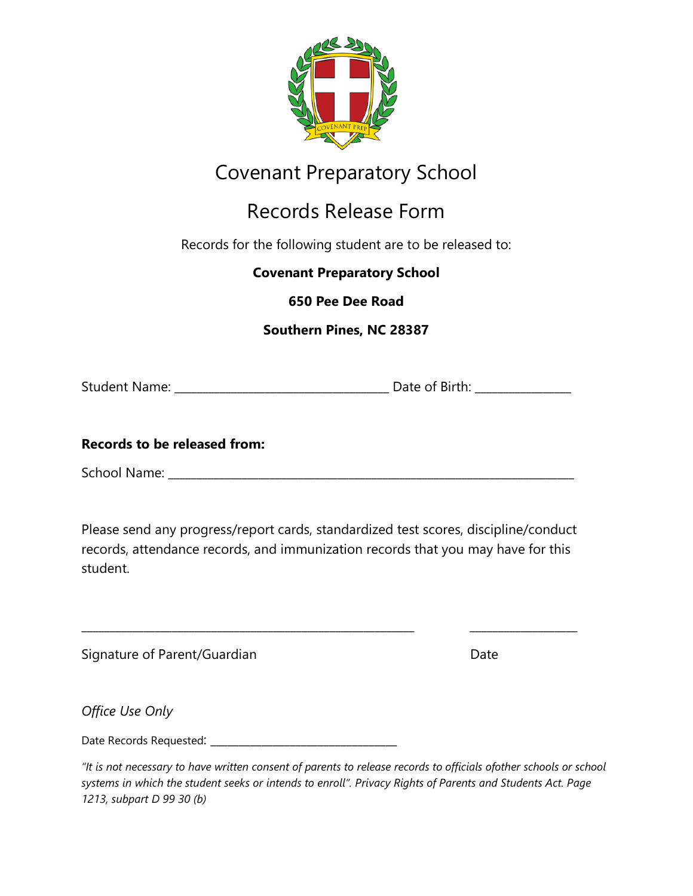# Covenant Preparatory School

## Records Release Form

Records for the following student are to be released to:

**Covenant Preparatory School**

**650 Pee Dee Road**

**Southern Pines, NC 28387**

Student Name: ___________________________________ Date of Birth: _______________

**Records to be released from:**

School Name: ____________________________________________________________________

Please send any progress/report cards, standardized test scores, discipline/conduct records, attendance records, and immunization records that you may have for this student.

_______________________________________________________ _________________

Signature of Parent/Guardian Date

*Office Use Only*

Date Records Requested: _________________________________

*"It is not necessary to have written consent of parents to release records to officials ofother schools or school systems in which the student seeks or intends to enroll". Privacy Rights of Parents and Students Act. Page 1213, subpart D 99 30 (b)*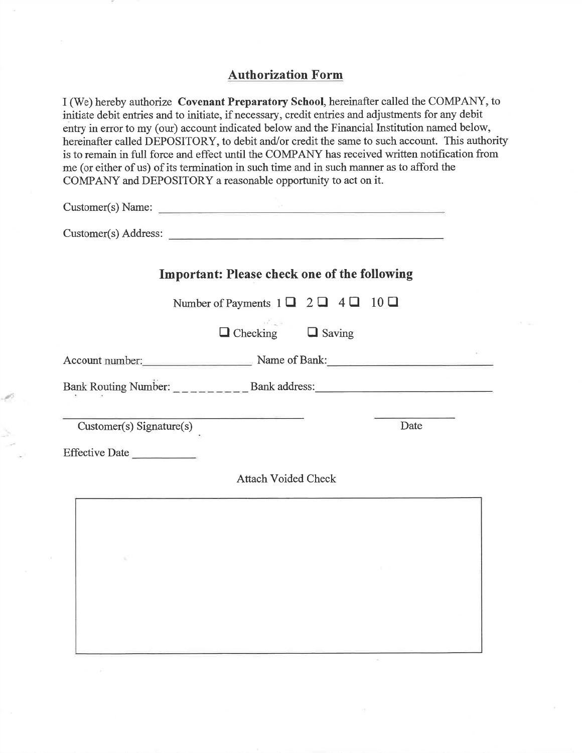## Authorization Form

I (We) hereby authorize **Covenant Preparatory School**, hereinafter called the COMPANY, to initiate debit entries and to initiate, if necessary, credit entries and adjustments for any debit entry in error to my (our) account indicated below and the Financial Institution named below, hereinafter called DEPOSITORY, to debit and/or credit the same to such account. This authority is to remain in full force and effect until the COMPANY has received written notification from me (or either of us) of its termination in such time and in such manner as to afford the COMPANY and DEPOSITORY a reasonable opportunity to act on it.

Customer(s) Name: ______________________________________________

Customer(s) Address: ______________________________________________

### Important: Please check one of the following

Number of Payments 1 ☐ 2 ☐ 4 ☐ 10 ☐

☐ Checking ☐ Saving

Account number:____________________ Name of Bank:____________________________

Bank Routing Number: _ _ _ _ _ _ _ _ _ _ Bank address:_______________________________

________________________________________ ____________

Customer(s) Signature(s) Date

Effective Date ___________

Attach Voided Check